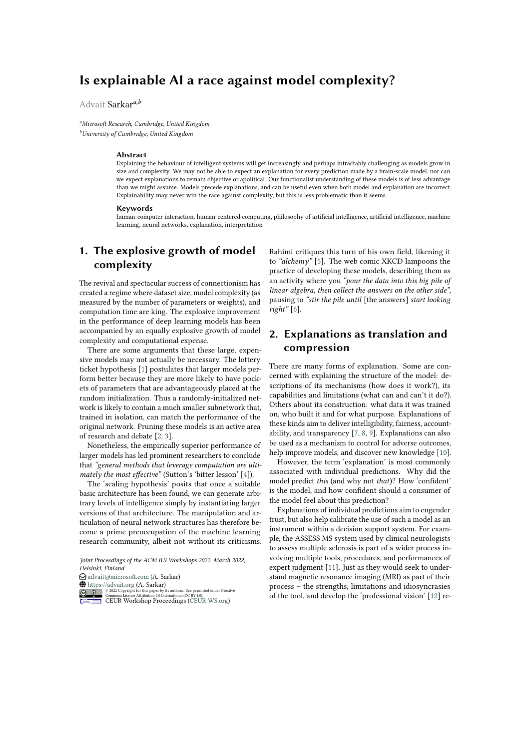# Is explainable AI a race against model complexity?

Advait Sarkar[a,b]

[a]*Microsoft Research, Cambridge, United Kingdom*
[b]*University of Cambridge, United Kingdom*

### Abstract

Explaining the behaviour of intelligent systems will get increasingly and perhaps intractably challenging as models grow in size and complexity. We may not be able to expect an explanation for every prediction made by a brain-scale model, nor can we expect explanations to remain objective or apolitical. Our functionalist understanding of these models is of less advantage than we might assume. Models precede explanations, and can be useful even when both model and explanation are incorrect. Explainability may never win the race against complexity, but this is less problematic than it seems.

### Keywords

human-computer interaction, human-centered computing, philosophy of artificial intelligence, artificial intelligence, machine learning, neural networks, explanation, interpretation

## 1. The explosive growth of model complexity

The revival and spectacular success of connectionism has created a regime where dataset size, model complexity (as measured by the number of parameters or weights), and computation time are king. The explosive improvement in the performance of deep learning models has been accompanied by an equally explosive growth of model complexity and computational expense.

There are some arguments that these large, expensive models may not actually be necessary. The lottery ticket hypothesis [1] postulates that larger models perform better because they are more likely to have pockets of parameters that are advantageously placed at the random initialization. Thus a randomly-initialized network is likely to contain a much smaller subnetwork that, trained in isolation, can match the performance of the original network. Pruning these models is an active area of research and debate [2, 3].

Nonetheless, the empirically superior performance of larger models has led prominent researchers to conclude that *"general methods that leverage computation are ultimately the most effective"* (Sutton's 'bitter lesson' [4]).

The 'scaling hypothesis' posits that once a suitable basic architecture has been found, we can generate arbitrary levels of intelligence simply by instantiating larger versions of that architecture. The manipulation and articulation of neural network structures has therefore become a prime preoccupation of the machine learning research community, albeit not without its criticisms. Rahimi critiques this turn of his own field, likening it to *"alchemy"* [5]. The web comic XKCD lampoons the practice of developing these models, describing them as an activity where you *"pour the data into this big pile of linear algebra, then collect the answers on the other side"*, pausing to *"stir the pile until* [the answers] *start looking right"* [6].

*Joint Proceedings of the ACM IUI Workshops 2022, March 2022, Helsinki, Finland*
advait@microsoft.com (A. Sarkar)
https://advait.org (A. Sarkar)
© 2022 Copyright for this paper by its authors. Use permitted under Creative Commons License Attribution 4.0 International (CC BY 4.0).
CEUR Workshop Proceedings (CEUR-WS.org)

## 2. Explanations as translation and compression

There are many forms of explanation. Some are concerned with explaining the structure of the model: descriptions of its mechanisms (how does it work?), its capabilities and limitations (what can and can't it do?). Others about its construction: what data it was trained on, who built it and for what purpose. Explanations of these kinds aim to deliver intelligibility, fairness, accountability, and transparency [7, 8, 9]. Explanations can also be used as a mechanism to control for adverse outcomes, help improve models, and discover new knowledge [10].

However, the term 'explanation' is most commonly associated with individual predictions. Why did the model predict *this* (and why not *that*)? How 'confident' is the model, and how confident should a consumer of the model feel about this prediction?

Explanations of individual predictions aim to engender trust, but also help calibrate the use of such a model as an instrument within a decision support system. For example, the ASSESS MS system used by clinical neurologists to assess multiple sclerosis is part of a wider process involving multiple tools, procedures, and performances of expert judgment [11]. Just as they would seek to understand magnetic resonance imaging (MRI) as part of their process – the strengths, limitations and idiosyncrasies of the tool, and develop the 'professional vision' [12] re-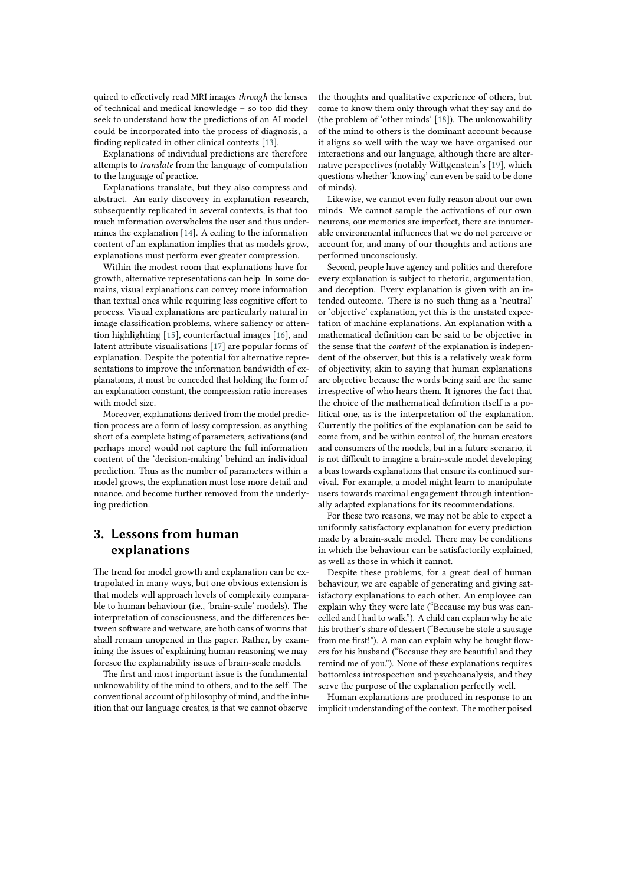quired to effectively read MRI images *through* the lenses of technical and medical knowledge – so too did they seek to understand how the predictions of an AI model could be incorporated into the process of diagnosis, a finding replicated in other clinical contexts [13].

Explanations of individual predictions are therefore attempts to *translate* from the language of computation to the language of practice.

Explanations translate, but they also compress and abstract. An early discovery in explanation research, subsequently replicated in several contexts, is that too much information overwhelms the user and thus undermines the explanation [14]. A ceiling to the information content of an explanation implies that as models grow, explanations must perform ever greater compression.

Within the modest room that explanations have for growth, alternative representations can help. In some domains, visual explanations can convey more information than textual ones while requiring less cognitive effort to process. Visual explanations are particularly natural in image classification problems, where saliency or attention highlighting [15], counterfactual images [16], and latent attribute visualisations [17] are popular forms of explanation. Despite the potential for alternative representations to improve the information bandwidth of explanations, it must be conceded that holding the form of an explanation constant, the compression ratio increases with model size.

Moreover, explanations derived from the model prediction process are a form of lossy compression, as anything short of a complete listing of parameters, activations (and perhaps more) would not capture the full information content of the 'decision-making' behind an individual prediction. Thus as the number of parameters within a model grows, the explanation must lose more detail and nuance, and become further removed from the underlying prediction.

## 3. Lessons from human explanations

The trend for model growth and explanation can be extrapolated in many ways, but one obvious extension is that models will approach levels of complexity comparable to human behaviour (i.e., 'brain-scale' models). The interpretation of consciousness, and the differences between software and wetware, are both cans of worms that shall remain unopened in this paper. Rather, by examining the issues of explaining human reasoning we may foresee the explainability issues of brain-scale models.

The first and most important issue is the fundamental unknowability of the mind to others, and to the self. The conventional account of philosophy of mind, and the intuition that our language creates, is that we cannot observe the thoughts and qualitative experience of others, but come to know them only through what they say and do (the problem of 'other minds' [18]). The unknowability of the mind to others is the dominant account because it aligns so well with the way we have organised our interactions and our language, although there are alternative perspectives (notably Wittgenstein's [19], which questions whether 'knowing' can even be said to be done of minds).

Likewise, we cannot even fully reason about our own minds. We cannot sample the activations of our own neurons, our memories are imperfect, there are innumerable environmental influences that we do not perceive or account for, and many of our thoughts and actions are performed unconsciously.

Second, people have agency and politics and therefore every explanation is subject to rhetoric, argumentation, and deception. Every explanation is given with an intended outcome. There is no such thing as a 'neutral' or 'objective' explanation, yet this is the unstated expectation of machine explanations. An explanation with a mathematical definition can be said to be objective in the sense that the *content* of the explanation is independent of the observer, but this is a relatively weak form of objectivity, akin to saying that human explanations are objective because the words being said are the same irrespective of who hears them. It ignores the fact that the choice of the mathematical definition itself is a political one, as is the interpretation of the explanation. Currently the politics of the explanation can be said to come from, and be within control of, the human creators and consumers of the models, but in a future scenario, it is not difficult to imagine a brain-scale model developing a bias towards explanations that ensure its continued survival. For example, a model might learn to manipulate users towards maximal engagement through intentionally adapted explanations for its recommendations.

For these two reasons, we may not be able to expect a uniformly satisfactory explanation for every prediction made by a brain-scale model. There may be conditions in which the behaviour can be satisfactorily explained, as well as those in which it cannot.

Despite these problems, for a great deal of human behaviour, we are capable of generating and giving satisfactory explanations to each other. An employee can explain why they were late ("Because my bus was cancelled and I had to walk."). A child can explain why he ate his brother's share of dessert ("Because he stole a sausage from me first!"). A man can explain why he bought flowers for his husband ("Because they are beautiful and they remind me of you."). None of these explanations requires bottomless introspection and psychoanalysis, and they serve the purpose of the explanation perfectly well.

Human explanations are produced in response to an implicit understanding of the context. The mother poised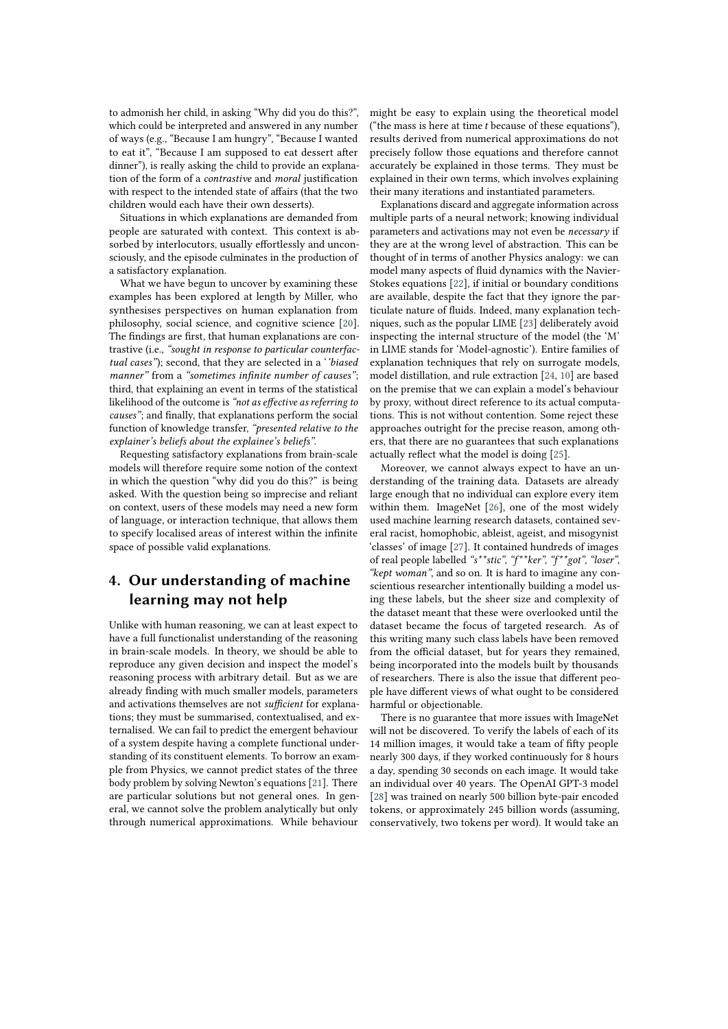to admonish her child, in asking "Why did you do this?", which could be interpreted and answered in any number of ways (e.g., "Because I am hungry", "Because I wanted to eat it", "Because I am supposed to eat dessert after dinner"), is really asking the child to provide an explanation of the form of a *contrastive* and *moral* justification with respect to the intended state of affairs (that the two children would each have their own desserts).

Situations in which explanations are demanded from people are saturated with context. This context is absorbed by interlocutors, usually effortlessly and unconsciously, and the episode culminates in the production of a satisfactory explanation.

What we have begun to uncover by examining these examples has been explored at length by Miller, who synthesises perspectives on human explanation from philosophy, social science, and cognitive science [20]. The findings are first, that human explanations are contrastive (i.e., *"sought in response to particular counterfactual cases"*); second, that they are selected in a ' *'biased manner"* from a *"sometimes infinite number of causes"*; third, that explaining an event in terms of the statistical likelihood of the outcome is *"not as effective as referring to causes"*; and finally, that explanations perform the social function of knowledge transfer, *"presented relative to the explainer's beliefs about the explainee's beliefs"*.

Requesting satisfactory explanations from brain-scale models will therefore require some notion of the context in which the question "why did you do this?" is being asked. With the question being so imprecise and reliant on context, users of these models may need a new form of language, or interaction technique, that allows them to specify localised areas of interest within the infinite space of possible valid explanations.

## 4. Our understanding of machine learning may not help

Unlike with human reasoning, we can at least expect to have a full functionalist understanding of the reasoning in brain-scale models. In theory, we should be able to reproduce any given decision and inspect the model's reasoning process with arbitrary detail. But as we are already finding with much smaller models, parameters and activations themselves are not *sufficient* for explanations; they must be summarised, contextualised, and externalised. We can fail to predict the emergent behaviour of a system despite having a complete functional understanding of its constituent elements. To borrow an example from Physics, we cannot predict states of the three body problem by solving Newton's equations [21]. There are particular solutions but not general ones. In general, we cannot solve the problem analytically but only through numerical approximations. While behaviour might be easy to explain using the theoretical model ("the mass is here at time *t* because of these equations"), results derived from numerical approximations do not precisely follow those equations and therefore cannot accurately be explained in those terms. They must be explained in their own terms, which involves explaining their many iterations and instantiated parameters.

Explanations discard and aggregate information across multiple parts of a neural network; knowing individual parameters and activations may not even be *necessary* if they are at the wrong level of abstraction. This can be thought of in terms of another Physics analogy: we can model many aspects of fluid dynamics with the Navier-Stokes equations [22], if initial or boundary conditions are available, despite the fact that they ignore the particulate nature of fluids. Indeed, many explanation techniques, such as the popular LIME [23] deliberately avoid inspecting the internal structure of the model (the 'M' in LIME stands for 'Model-agnostic'). Entire families of explanation techniques that rely on surrogate models, model distillation, and rule extraction [24, 10] are based on the premise that we can explain a model's behaviour by proxy, without direct reference to its actual computations. This is not without contention. Some reject these approaches outright for the precise reason, among others, that there are no guarantees that such explanations actually reflect what the model is doing [25].

Moreover, we cannot always expect to have an understanding of the training data. Datasets are already large enough that no individual can explore every item within them. ImageNet [26], one of the most widely used machine learning research datasets, contained several racist, homophobic, ableist, ageist, and misogynist 'classes' of image [27]. It contained hundreds of images of real people labelled *"s**stic"*, *"f**ker"*, *"f**got"*, *"loser"*, *"kept woman"*, and so on. It is hard to imagine any conscientious researcher intentionally building a model using these labels, but the sheer size and complexity of the dataset meant that these were overlooked until the dataset became the focus of targeted research. As of this writing many such class labels have been removed from the official dataset, but for years they remained, being incorporated into the models built by thousands of researchers. There is also the issue that different people have different views of what ought to be considered harmful or objectionable.

There is no guarantee that more issues with ImageNet will not be discovered. To verify the labels of each of its 14 million images, it would take a team of fifty people nearly 300 days, if they worked continuously for 8 hours a day, spending 30 seconds on each image. It would take an individual over 40 years. The OpenAI GPT-3 model [28] was trained on nearly 500 billion byte-pair encoded tokens, or approximately 245 billion words (assuming, conservatively, two tokens per word). It would take an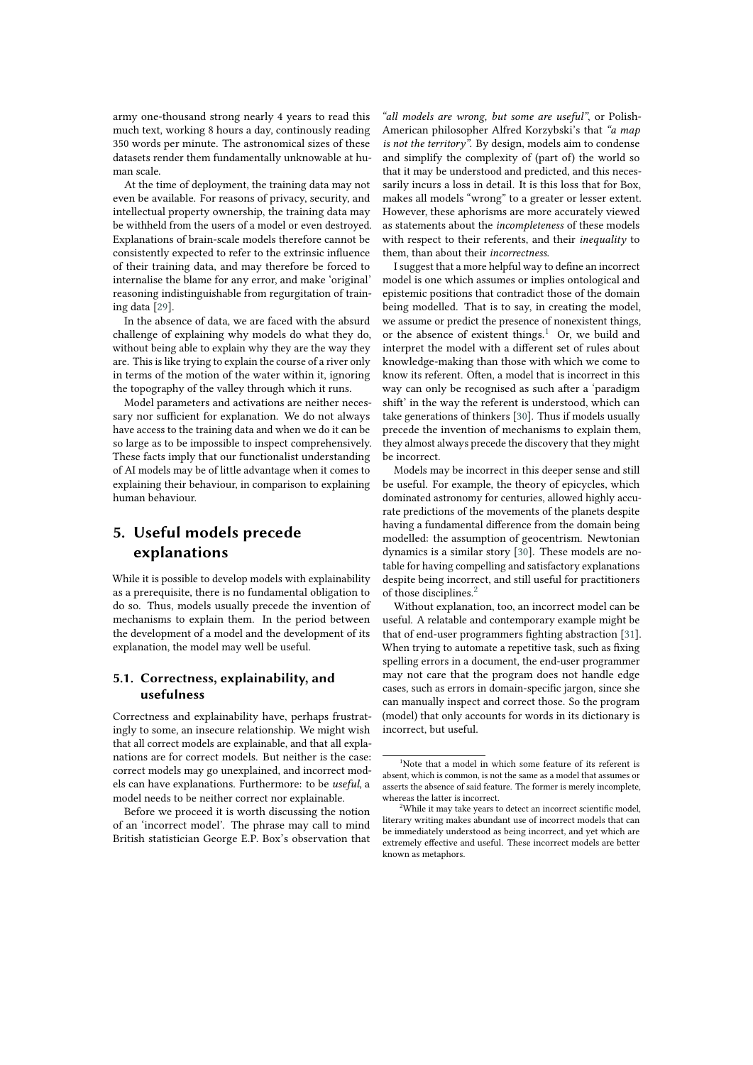army one-thousand strong nearly 4 years to read this much text, working 8 hours a day, continously reading 350 words per minute. The astronomical sizes of these datasets render them fundamentally unknowable at human scale.

At the time of deployment, the training data may not even be available. For reasons of privacy, security, and intellectual property ownership, the training data may be withheld from the users of a model or even destroyed. Explanations of brain-scale models therefore cannot be consistently expected to refer to the extrinsic influence of their training data, and may therefore be forced to internalise the blame for any error, and make 'original' reasoning indistinguishable from regurgitation of training data [29].

In the absence of data, we are faced with the absurd challenge of explaining why models do what they do, without being able to explain why they are the way they are. This is like trying to explain the course of a river only in terms of the motion of the water within it, ignoring the topography of the valley through which it runs.

Model parameters and activations are neither necessary nor sufficient for explanation. We do not always have access to the training data and when we do it can be so large as to be impossible to inspect comprehensively. These facts imply that our functionalist understanding of AI models may be of little advantage when it comes to explaining their behaviour, in comparison to explaining human behaviour.

# 5. Useful models precede explanations

While it is possible to develop models with explainability as a prerequisite, there is no fundamental obligation to do so. Thus, models usually precede the invention of mechanisms to explain them. In the period between the development of a model and the development of its explanation, the model may well be useful.

## 5.1. Correctness, explainability, and usefulness

Correctness and explainability have, perhaps frustratingly to some, an insecure relationship. We might wish that all correct models are explainable, and that all explanations are for correct models. But neither is the case: correct models may go unexplained, and incorrect models can have explanations. Furthermore: to be *useful*, a model needs to be neither correct nor explainable.

Before we proceed it is worth discussing the notion of an 'incorrect model'. The phrase may call to mind British statistician George E.P. Box's observation that *"all models are wrong, but some are useful"*, or Polish-American philosopher Alfred Korzybski's that *"a map is not the territory"*. By design, models aim to condense and simplify the complexity of (part of) the world so that it may be understood and predicted, and this necessarily incurs a loss in detail. It is this loss that for Box, makes all models "wrong" to a greater or lesser extent. However, these aphorisms are more accurately viewed as statements about the *incompleteness* of these models with respect to their referents, and their *inequality* to them, than about their *incorrectness*.

I suggest that a more helpful way to define an incorrect model is one which assumes or implies ontological and epistemic positions that contradict those of the domain being modelled. That is to say, in creating the model, we assume or predict the presence of nonexistent things, or the absence of existent things.[1] Or, we build and interpret the model with a different set of rules about knowledge-making than those with which we come to know its referent. Often, a model that is incorrect in this way can only be recognised as such after a 'paradigm shift' in the way the referent is understood, which can take generations of thinkers [30]. Thus if models usually precede the invention of mechanisms to explain them, they almost always precede the discovery that they might be incorrect.

Models may be incorrect in this deeper sense and still be useful. For example, the theory of epicycles, which dominated astronomy for centuries, allowed highly accurate predictions of the movements of the planets despite having a fundamental difference from the domain being modelled: the assumption of geocentrism. Newtonian dynamics is a similar story [30]. These models are notable for having compelling and satisfactory explanations despite being incorrect, and still useful for practitioners of those disciplines.[2]

Without explanation, too, an incorrect model can be useful. A relatable and contemporary example might be that of end-user programmers fighting abstraction [31]. When trying to automate a repetitive task, such as fixing spelling errors in a document, the end-user programmer may not care that the program does not handle edge cases, such as errors in domain-specific jargon, since she can manually inspect and correct those. So the program (model) that only accounts for words in its dictionary is incorrect, but useful.

[1] Note that a model in which some feature of its referent is absent, which is common, is not the same as a model that assumes or asserts the absence of said feature. The former is merely incomplete, whereas the latter is incorrect.

[2] While it may take years to detect an incorrect scientific model, literary writing makes abundant use of incorrect models that can be immediately understood as being incorrect, and yet which are extremely effective and useful. These incorrect models are better known as metaphors.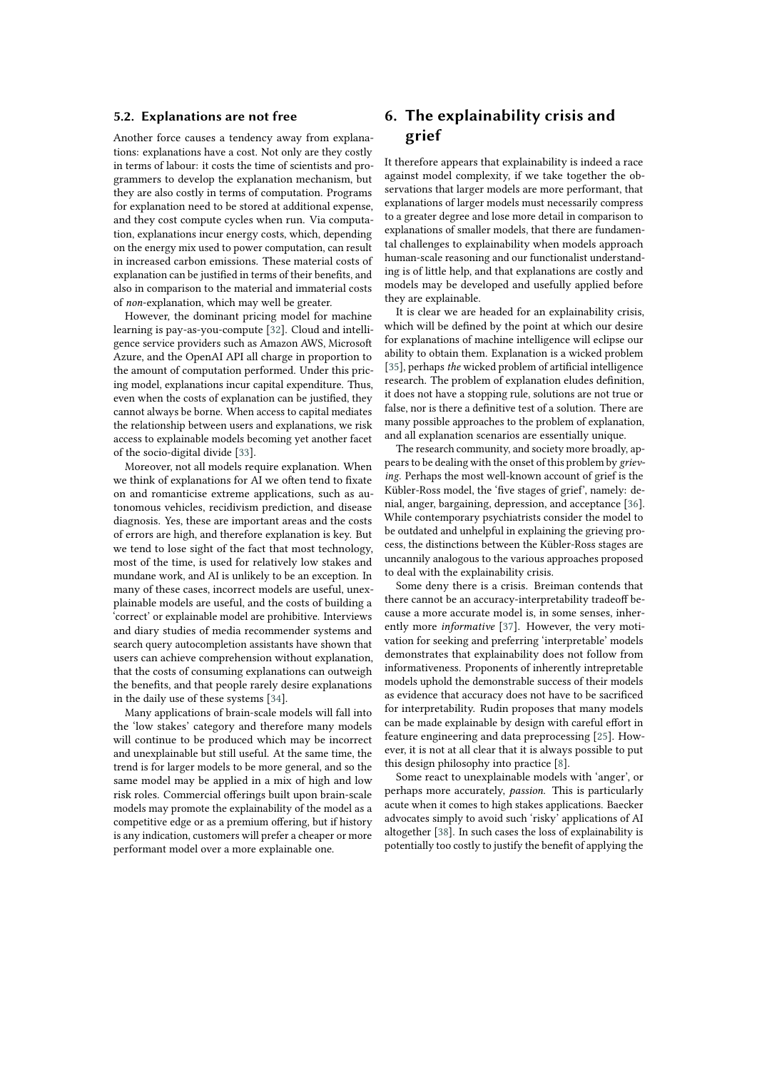### 5.2. Explanations are not free

Another force causes a tendency away from explanations: explanations have a cost. Not only are they costly in terms of labour: it costs the time of scientists and programmers to develop the explanation mechanism, but they are also costly in terms of computation. Programs for explanation need to be stored at additional expense, and they cost compute cycles when run. Via computation, explanations incur energy costs, which, depending on the energy mix used to power computation, can result in increased carbon emissions. These material costs of explanation can be justified in terms of their benefits, and also in comparison to the material and immaterial costs of *non*-explanation, which may well be greater.

However, the dominant pricing model for machine learning is pay-as-you-compute [32]. Cloud and intelligence service providers such as Amazon AWS, Microsoft Azure, and the OpenAI API all charge in proportion to the amount of computation performed. Under this pricing model, explanations incur capital expenditure. Thus, even when the costs of explanation can be justified, they cannot always be borne. When access to capital mediates the relationship between users and explanations, we risk access to explainable models becoming yet another facet of the socio-digital divide [33].

Moreover, not all models require explanation. When we think of explanations for AI we often tend to fixate on and romanticise extreme applications, such as autonomous vehicles, recidivism prediction, and disease diagnosis. Yes, these are important areas and the costs of errors are high, and therefore explanation is key. But we tend to lose sight of the fact that most technology, most of the time, is used for relatively low stakes and mundane work, and AI is unlikely to be an exception. In many of these cases, incorrect models are useful, unexplainable models are useful, and the costs of building a 'correct' or explainable model are prohibitive. Interviews and diary studies of media recommender systems and search query autocompletion assistants have shown that users can achieve comprehension without explanation, that the costs of consuming explanations can outweigh the benefits, and that people rarely desire explanations in the daily use of these systems [34].

Many applications of brain-scale models will fall into the 'low stakes' category and therefore many models will continue to be produced which may be incorrect and unexplainable but still useful. At the same time, the trend is for larger models to be more general, and so the same model may be applied in a mix of high and low risk roles. Commercial offerings built upon brain-scale models may promote the explainability of the model as a competitive edge or as a premium offering, but if history is any indication, customers will prefer a cheaper or more performant model over a more explainable one.

## 6. The explainability crisis and grief

It therefore appears that explainability is indeed a race against model complexity, if we take together the observations that larger models are more performant, that explanations of larger models must necessarily compress to a greater degree and lose more detail in comparison to explanations of smaller models, that there are fundamental challenges to explainability when models approach human-scale reasoning and our functionalist understanding is of little help, and that explanations are costly and models may be developed and usefully applied before they are explainable.

It is clear we are headed for an explainability crisis, which will be defined by the point at which our desire for explanations of machine intelligence will eclipse our ability to obtain them. Explanation is a wicked problem [35], perhaps *the* wicked problem of artificial intelligence research. The problem of explanation eludes definition, it does not have a stopping rule, solutions are not true or false, nor is there a definitive test of a solution. There are many possible approaches to the problem of explanation, and all explanation scenarios are essentially unique.

The research community, and society more broadly, appears to be dealing with the onset of this problem by *grieving*. Perhaps the most well-known account of grief is the Kübler-Ross model, the 'five stages of grief', namely: denial, anger, bargaining, depression, and acceptance [36]. While contemporary psychiatrists consider the model to be outdated and unhelpful in explaining the grieving process, the distinctions between the Kübler-Ross stages are uncannily analogous to the various approaches proposed to deal with the explainability crisis.

Some deny there is a crisis. Breiman contends that there cannot be an accuracy-interpretability tradeoff because a more accurate model is, in some senses, inherently more *informative* [37]. However, the very motivation for seeking and preferring 'interpretable' models demonstrates that explainability does not follow from informativeness. Proponents of inherently intrepretable models uphold the demonstrable success of their models as evidence that accuracy does not have to be sacrificed for interpretability. Rudin proposes that many models can be made explainable by design with careful effort in feature engineering and data preprocessing [25]. However, it is not at all clear that it is always possible to put this design philosophy into practice [8].

Some react to unexplainable models with 'anger', or perhaps more accurately, *passion*. This is particularly acute when it comes to high stakes applications. Baecker advocates simply to avoid such 'risky' applications of AI altogether [38]. In such cases the loss of explainability is potentially too costly to justify the benefit of applying the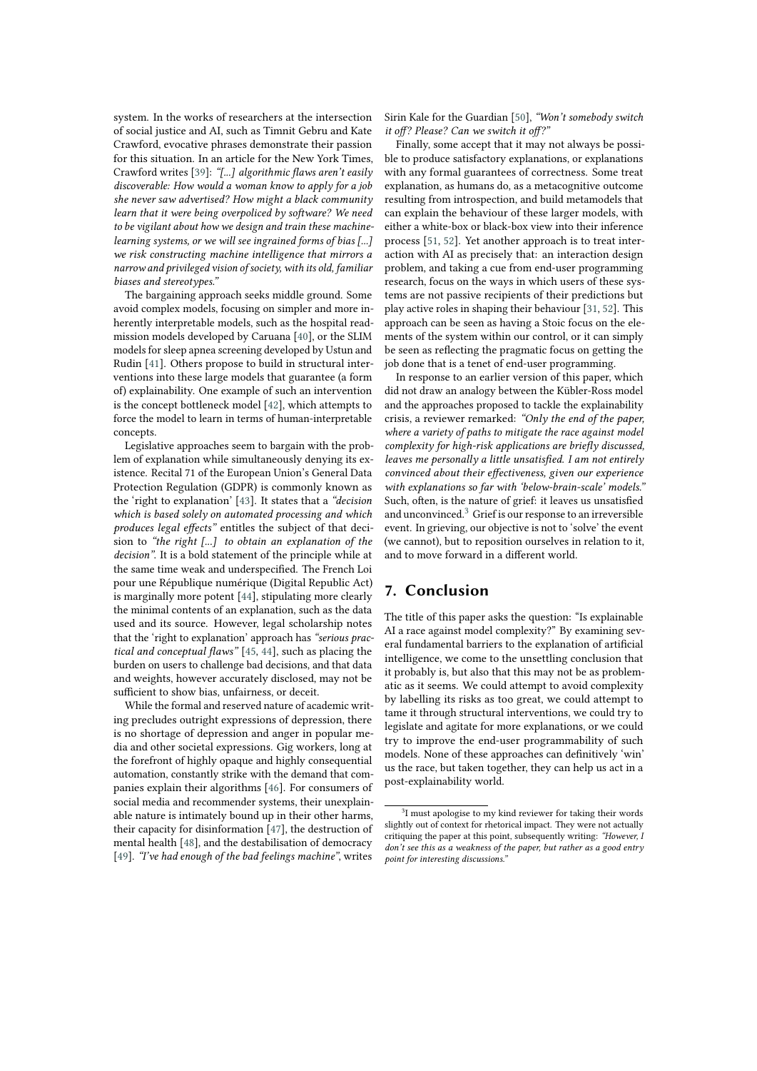system. In the works of researchers at the intersection of social justice and AI, such as Timnit Gebru and Kate Crawford, evocative phrases demonstrate their passion for this situation. In an article for the New York Times, Crawford writes [39]: *"[...] algorithmic flaws aren't easily discoverable: How would a woman know to apply for a job she never saw advertised? How might a black community learn that it were being overpoliced by software? We need to be vigilant about how we design and train these machine-learning systems, or we will see ingrained forms of bias [...] we risk constructing machine intelligence that mirrors a narrow and privileged vision of society, with its old, familiar biases and stereotypes."*

The bargaining approach seeks middle ground. Some avoid complex models, focusing on simpler and more inherently interpretable models, such as the hospital readmission models developed by Caruana [40], or the SLIM models for sleep apnea screening developed by Ustun and Rudin [41]. Others propose to build in structural interventions into these large models that guarantee (a form of) explainability. One example of such an intervention is the concept bottleneck model [42], which attempts to force the model to learn in terms of human-interpretable concepts.

Legislative approaches seem to bargain with the problem of explanation while simultaneously denying its existence. Recital 71 of the European Union's General Data Protection Regulation (GDPR) is commonly known as the 'right to explanation' [43]. It states that a *"decision which is based solely on automated processing and which produces legal effects"* entitles the subject of that decision to *"the right [...] to obtain an explanation of the decision"*. It is a bold statement of the principle while at the same time weak and underspecified. The French Loi pour une République numérique (Digital Republic Act) is marginally more potent [44], stipulating more clearly the minimal contents of an explanation, such as the data used and its source. However, legal scholarship notes that the 'right to explanation' approach has *"serious practical and conceptual flaws"* [45, 44], such as placing the burden on users to challenge bad decisions, and that data and weights, however accurately disclosed, may not be sufficient to show bias, unfairness, or deceit.

While the formal and reserved nature of academic writing precludes outright expressions of depression, there is no shortage of depression and anger in popular media and other societal expressions. Gig workers, long at the forefront of highly opaque and highly consequential automation, constantly strike with the demand that companies explain their algorithms [46]. For consumers of social media and recommender systems, their unexplainable nature is intimately bound up in their other harms, their capacity for disinformation [47], the destruction of mental health [48], and the destabilisation of democracy [49]. *"I've had enough of the bad feelings machine"*, writes Sirin Kale for the Guardian [50], *"Won't somebody switch it off? Please? Can we switch it off?"*

Finally, some accept that it may not always be possible to produce satisfactory explanations, or explanations with any formal guarantees of correctness. Some treat explanation, as humans do, as a metacognitive outcome resulting from introspection, and build metamodels that can explain the behaviour of these larger models, with either a white-box or black-box view into their inference process [51, 52]. Yet another approach is to treat interaction with AI as precisely that: an interaction design problem, and taking a cue from end-user programming research, focus on the ways in which users of these systems are not passive recipients of their predictions but play active roles in shaping their behaviour [31, 52]. This approach can be seen as having a Stoic focus on the elements of the system within our control, or it can simply be seen as reflecting the pragmatic focus on getting the job done that is a tenet of end-user programming.

In response to an earlier version of this paper, which did not draw an analogy between the Kübler-Ross model and the approaches proposed to tackle the explainability crisis, a reviewer remarked: *"Only the end of the paper, where a variety of paths to mitigate the race against model complexity for high-risk applications are briefly discussed, leaves me personally a little unsatisfied. I am not entirely convinced about their effectiveness, given our experience with explanations so far with 'below-brain-scale' models."* Such, often, is the nature of grief: it leaves us unsatisfied and unconvinced.[3] Grief is our response to an irreversible event. In grieving, our objective is not to 'solve' the event (we cannot), but to reposition ourselves in relation to it, and to move forward in a different world.

## 7. Conclusion

The title of this paper asks the question: "Is explainable AI a race against model complexity?" By examining several fundamental barriers to the explanation of artificial intelligence, we come to the unsettling conclusion that it probably is, but also that this may not be as problematic as it seems. We could attempt to avoid complexity by labelling its risks as too great, we could attempt to tame it through structural interventions, we could try to legislate and agitate for more explanations, or we could try to improve the end-user programmability of such models. None of these approaches can definitively 'win' us the race, but taken together, they can help us act in a post-explainability world.

[3] I must apologise to my kind reviewer for taking their words slightly out of context for rhetorical impact. They were not actually critiquing the paper at this point, subsequently writing: *"However, I don't see this as a weakness of the paper, but rather as a good entry point for interesting discussions."*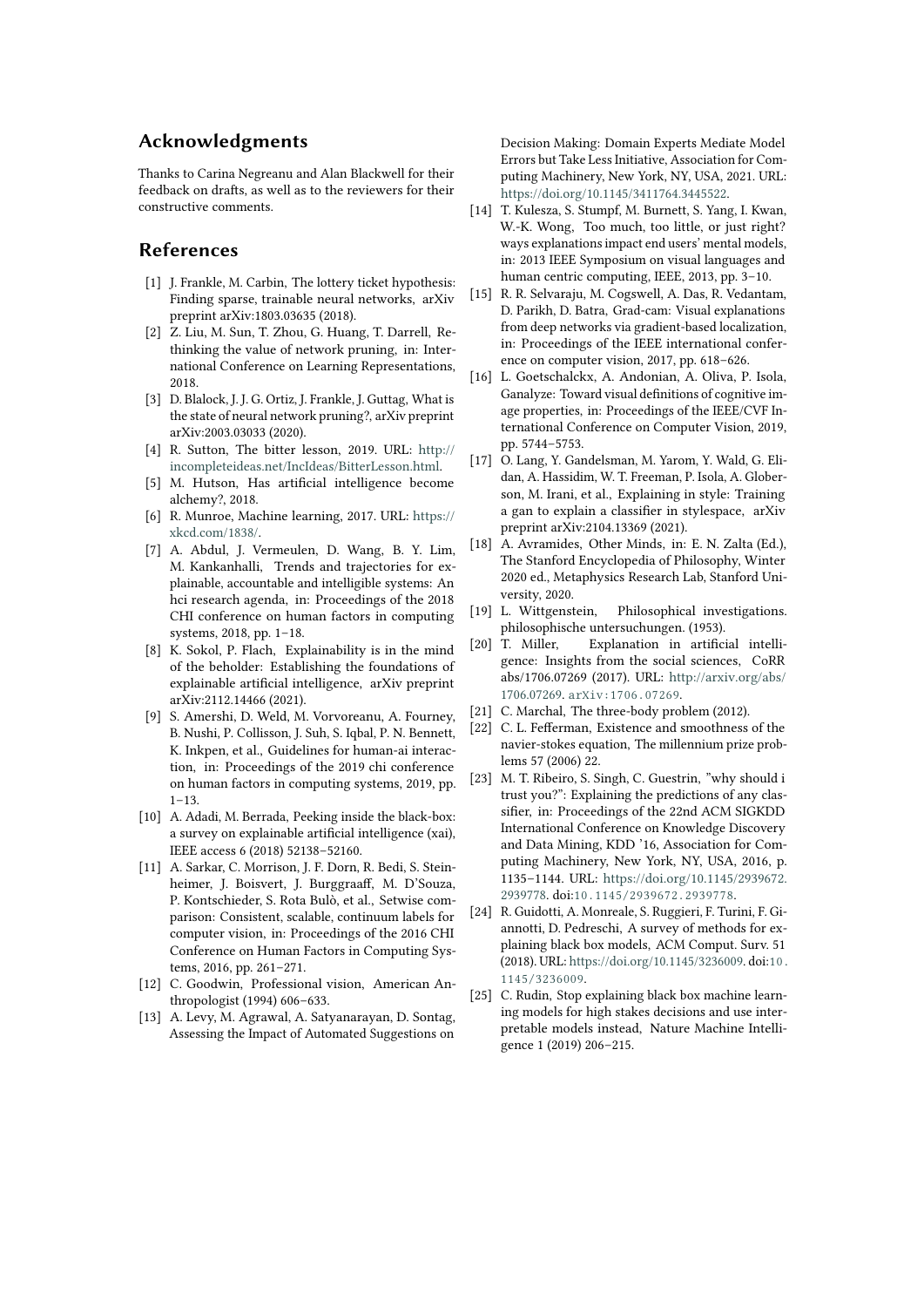## Acknowledgments

Thanks to Carina Negreanu and Alan Blackwell for their feedback on drafts, as well as to the reviewers for their constructive comments.

## References

[1] J. Frankle, M. Carbin, The lottery ticket hypothesis: Finding sparse, trainable neural networks, arXiv preprint arXiv:1803.03635 (2018).

[2] Z. Liu, M. Sun, T. Zhou, G. Huang, T. Darrell, Rethinking the value of network pruning, in: International Conference on Learning Representations, 2018.

[3] D. Blalock, J. J. G. Ortiz, J. Frankle, J. Guttag, What is the state of neural network pruning?, arXiv preprint arXiv:2003.03033 (2020).

[4] R. Sutton, The bitter lesson, 2019. URL: http://incompleteideas.net/IncIdeas/BitterLesson.html.

[5] M. Hutson, Has artificial intelligence become alchemy?, 2018.

[6] R. Munroe, Machine learning, 2017. URL: https://xkcd.com/1838/.

[7] A. Abdul, J. Vermeulen, D. Wang, B. Y. Lim, M. Kankanhalli, Trends and trajectories for explainable, accountable and intelligible systems: An hci research agenda, in: Proceedings of the 2018 CHI conference on human factors in computing systems, 2018, pp. 1–18.

[8] K. Sokol, P. Flach, Explainability is in the mind of the beholder: Establishing the foundations of explainable artificial intelligence, arXiv preprint arXiv:2112.14466 (2021).

[9] S. Amershi, D. Weld, M. Vorvoreanu, A. Fourney, B. Nushi, P. Collisson, J. Suh, S. Iqbal, P. N. Bennett, K. Inkpen, et al., Guidelines for human-ai interaction, in: Proceedings of the 2019 chi conference on human factors in computing systems, 2019, pp. 1–13.

[10] A. Adadi, M. Berrada, Peeking inside the black-box: a survey on explainable artificial intelligence (xai), IEEE access 6 (2018) 52138–52160.

[11] A. Sarkar, C. Morrison, J. F. Dorn, R. Bedi, S. Steinheimer, J. Boisvert, J. Burggraaff, M. D'Souza, P. Kontschieder, S. Rota Bulò, et al., Setwise comparison: Consistent, scalable, continuum labels for computer vision, in: Proceedings of the 2016 CHI Conference on Human Factors in Computing Systems, 2016, pp. 261–271.

[12] C. Goodwin, Professional vision, American Anthropologist (1994) 606–633.

[13] A. Levy, M. Agrawal, A. Satyanarayan, D. Sontag, Assessing the Impact of Automated Suggestions on Decision Making: Domain Experts Mediate Model Errors but Take Less Initiative, Association for Computing Machinery, New York, NY, USA, 2021. URL: https://doi.org/10.1145/3411764.3445522.

[14] T. Kulesza, S. Stumpf, M. Burnett, S. Yang, I. Kwan, W.-K. Wong, Too much, too little, or just right? ways explanations impact end users' mental models, in: 2013 IEEE Symposium on visual languages and human centric computing, IEEE, 2013, pp. 3–10.

[15] R. R. Selvaraju, M. Cogswell, A. Das, R. Vedantam, D. Parikh, D. Batra, Grad-cam: Visual explanations from deep networks via gradient-based localization, in: Proceedings of the IEEE international conference on computer vision, 2017, pp. 618–626.

[16] L. Goetschalckx, A. Andonian, A. Oliva, P. Isola, Ganalyze: Toward visual definitions of cognitive image properties, in: Proceedings of the IEEE/CVF International Conference on Computer Vision, 2019, pp. 5744–5753.

[17] O. Lang, Y. Gandelsman, M. Yarom, Y. Wald, G. Elidan, A. Hassidim, W. T. Freeman, P. Isola, A. Globerson, M. Irani, et al., Explaining in style: Training a gan to explain a classifier in stylespace, arXiv preprint arXiv:2104.13369 (2021).

[18] A. Avramides, Other Minds, in: E. N. Zalta (Ed.), The Stanford Encyclopedia of Philosophy, Winter 2020 ed., Metaphysics Research Lab, Stanford University, 2020.

[19] L. Wittgenstein, Philosophical investigations. philosophische untersuchungen. (1953).

[20] T. Miller, Explanation in artificial intelligence: Insights from the social sciences, CoRR abs/1706.07269 (2017). URL: http://arxiv.org/abs/1706.07269. arXiv:1706.07269.

[21] C. Marchal, The three-body problem (2012).

[22] C. L. Fefferman, Existence and smoothness of the navier-stokes equation, The millennium prize problems 57 (2006) 22.

[23] M. T. Ribeiro, S. Singh, C. Guestrin, "why should i trust you?": Explaining the predictions of any classifier, in: Proceedings of the 22nd ACM SIGKDD International Conference on Knowledge Discovery and Data Mining, KDD '16, Association for Computing Machinery, New York, NY, USA, 2016, p. 1135–1144. URL: https://doi.org/10.1145/2939672.2939778. doi:10.1145/2939672.2939778.

[24] R. Guidotti, A. Monreale, S. Ruggieri, F. Turini, F. Giannotti, D. Pedreschi, A survey of methods for explaining black box models, ACM Comput. Surv. 51 (2018). URL: https://doi.org/10.1145/3236009. doi:10.1145/3236009.

[25] C. Rudin, Stop explaining black box machine learning models for high stakes decisions and use interpretable models instead, Nature Machine Intelligence 1 (2019) 206–215.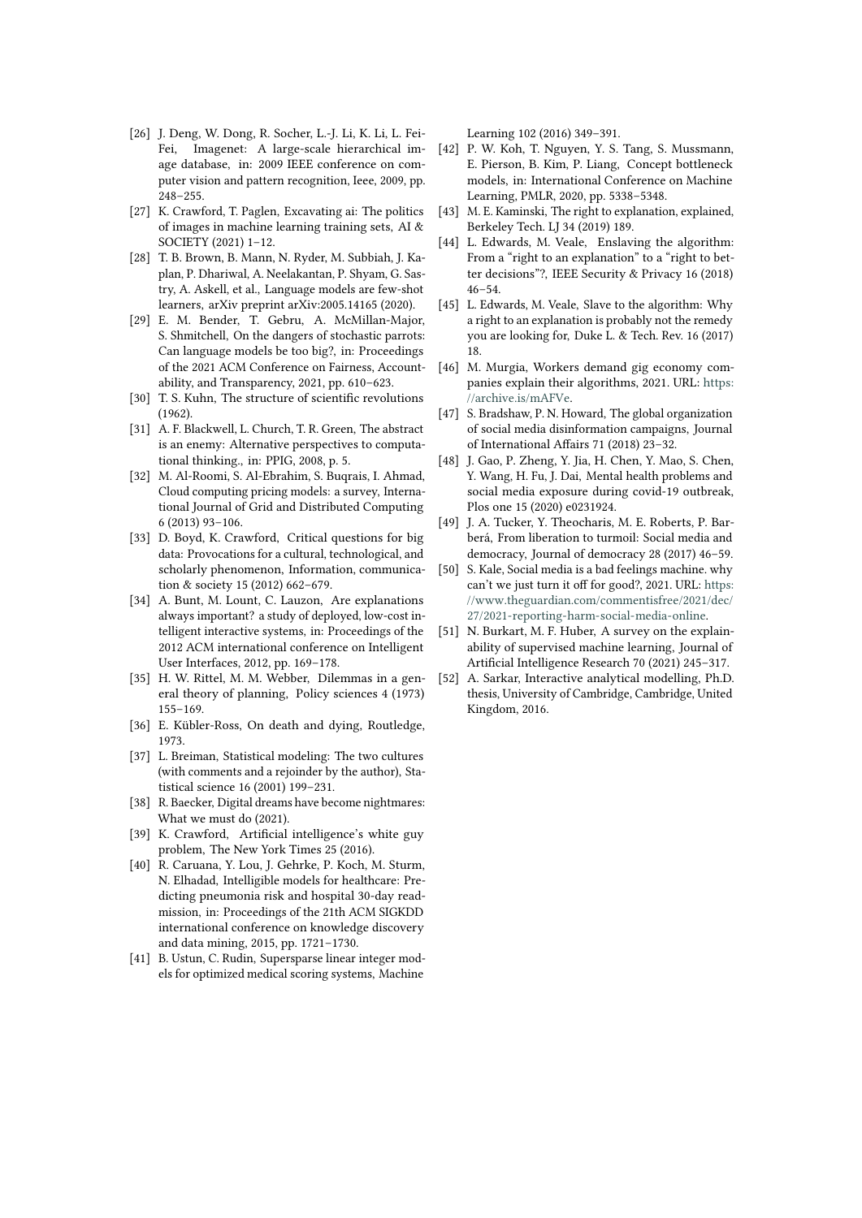[26] J. Deng, W. Dong, R. Socher, L.-J. Li, K. Li, L. Fei-Fei, Imagenet: A large-scale hierarchical image database, in: 2009 IEEE conference on computer vision and pattern recognition, Ieee, 2009, pp. 248–255.

[27] K. Crawford, T. Paglen, Excavating ai: The politics of images in machine learning training sets, AI & SOCIETY (2021) 1–12.

[28] T. B. Brown, B. Mann, N. Ryder, M. Subbiah, J. Kaplan, P. Dhariwal, A. Neelakantan, P. Shyam, G. Sastry, A. Askell, et al., Language models are few-shot learners, arXiv preprint arXiv:2005.14165 (2020).

[29] E. M. Bender, T. Gebru, A. McMillan-Major, S. Shmitchell, On the dangers of stochastic parrots: Can language models be too big?, in: Proceedings of the 2021 ACM Conference on Fairness, Accountability, and Transparency, 2021, pp. 610–623.

[30] T. S. Kuhn, The structure of scientific revolutions (1962).

[31] A. F. Blackwell, L. Church, T. R. Green, The abstract is an enemy: Alternative perspectives to computational thinking., in: PPIG, 2008, p. 5.

[32] M. Al-Roomi, S. Al-Ebrahim, S. Buqrais, I. Ahmad, Cloud computing pricing models: a survey, International Journal of Grid and Distributed Computing 6 (2013) 93–106.

[33] D. Boyd, K. Crawford, Critical questions for big data: Provocations for a cultural, technological, and scholarly phenomenon, Information, communication & society 15 (2012) 662–679.

[34] A. Bunt, M. Lount, C. Lauzon, Are explanations always important? a study of deployed, low-cost intelligent interactive systems, in: Proceedings of the 2012 ACM international conference on Intelligent User Interfaces, 2012, pp. 169–178.

[35] H. W. Rittel, M. M. Webber, Dilemmas in a general theory of planning, Policy sciences 4 (1973) 155–169.

[36] E. Kübler-Ross, On death and dying, Routledge, 1973.

[37] L. Breiman, Statistical modeling: The two cultures (with comments and a rejoinder by the author), Statistical science 16 (2001) 199–231.

[38] R. Baecker, Digital dreams have become nightmares: What we must do (2021).

[39] K. Crawford, Artificial intelligence's white guy problem, The New York Times 25 (2016).

[40] R. Caruana, Y. Lou, J. Gehrke, P. Koch, M. Sturm, N. Elhadad, Intelligible models for healthcare: Predicting pneumonia risk and hospital 30-day readmission, in: Proceedings of the 21th ACM SIGKDD international conference on knowledge discovery and data mining, 2015, pp. 1721–1730.

[41] B. Ustun, C. Rudin, Supersparse linear integer models for optimized medical scoring systems, Machine Learning 102 (2016) 349–391.

[42] P. W. Koh, T. Nguyen, Y. S. Tang, S. Mussmann, E. Pierson, B. Kim, P. Liang, Concept bottleneck models, in: International Conference on Machine Learning, PMLR, 2020, pp. 5338–5348.

[43] M. E. Kaminski, The right to explanation, explained, Berkeley Tech. LJ 34 (2019) 189.

[44] L. Edwards, M. Veale, Enslaving the algorithm: From a "right to an explanation" to a "right to better decisions"?, IEEE Security & Privacy 16 (2018) 46–54.

[45] L. Edwards, M. Veale, Slave to the algorithm: Why a right to an explanation is probably not the remedy you are looking for, Duke L. & Tech. Rev. 16 (2017) 18.

[46] M. Murgia, Workers demand gig economy companies explain their algorithms, 2021. URL: https://archive.is/mAFVe.

[47] S. Bradshaw, P. N. Howard, The global organization of social media disinformation campaigns, Journal of International Affairs 71 (2018) 23–32.

[48] J. Gao, P. Zheng, Y. Jia, H. Chen, Y. Mao, S. Chen, Y. Wang, H. Fu, J. Dai, Mental health problems and social media exposure during covid-19 outbreak, Plos one 15 (2020) e0231924.

[49] J. A. Tucker, Y. Theocharis, M. E. Roberts, P. Barberá, From liberation to turmoil: Social media and democracy, Journal of democracy 28 (2017) 46–59.

[50] S. Kale, Social media is a bad feelings machine. why can't we just turn it off for good?, 2021. URL: https://www.theguardian.com/commentisfree/2021/dec/27/2021-reporting-harm-social-media-online.

[51] N. Burkart, M. F. Huber, A survey on the explainability of supervised machine learning, Journal of Artificial Intelligence Research 70 (2021) 245–317.

[52] A. Sarkar, Interactive analytical modelling, Ph.D. thesis, University of Cambridge, Cambridge, United Kingdom, 2016.